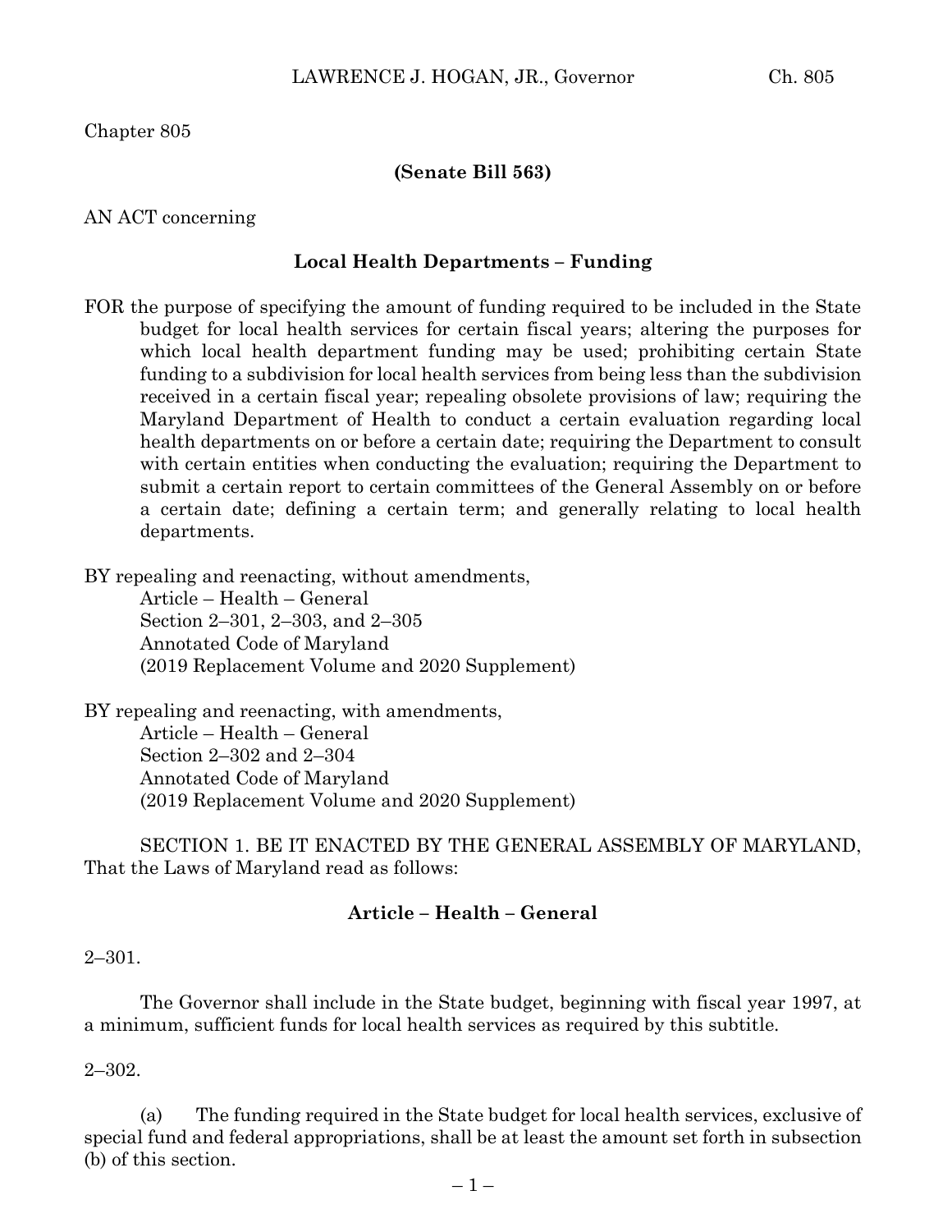Chapter 805

**(Senate Bill 563)**

AN ACT concerning

**Local Health Departments – Funding**

FOR the purpose of specifying the amount of funding required to be included in the State budget for local health services for certain fiscal years; altering the purposes for which local health department funding may be used; prohibiting certain State funding to a subdivision for local health services from being less than the subdivision received in a certain fiscal year; repealing obsolete provisions of law; requiring the Maryland Department of Health to conduct a certain evaluation regarding local health departments on or before a certain date; requiring the Department to consult with certain entities when conducting the evaluation; requiring the Department to submit a certain report to certain committees of the General Assembly on or before a certain date; defining a certain term; and generally relating to local health departments.

BY repealing and reenacting, without amendments,
Article – Health – General
Section 2–301, 2–303, and 2–305
Annotated Code of Maryland
(2019 Replacement Volume and 2020 Supplement)

BY repealing and reenacting, with amendments,
Article – Health – General
Section 2–302 and 2–304
Annotated Code of Maryland
(2019 Replacement Volume and 2020 Supplement)

SECTION 1. BE IT ENACTED BY THE GENERAL ASSEMBLY OF MARYLAND, That the Laws of Maryland read as follows:

**Article – Health – General**

2–301.

The Governor shall include in the State budget, beginning with fiscal year 1997, at a minimum, sufficient funds for local health services as required by this subtitle.

2–302.

(a) The funding required in the State budget for local health services, exclusive of special fund and federal appropriations, shall be at least the amount set forth in subsection (b) of this section.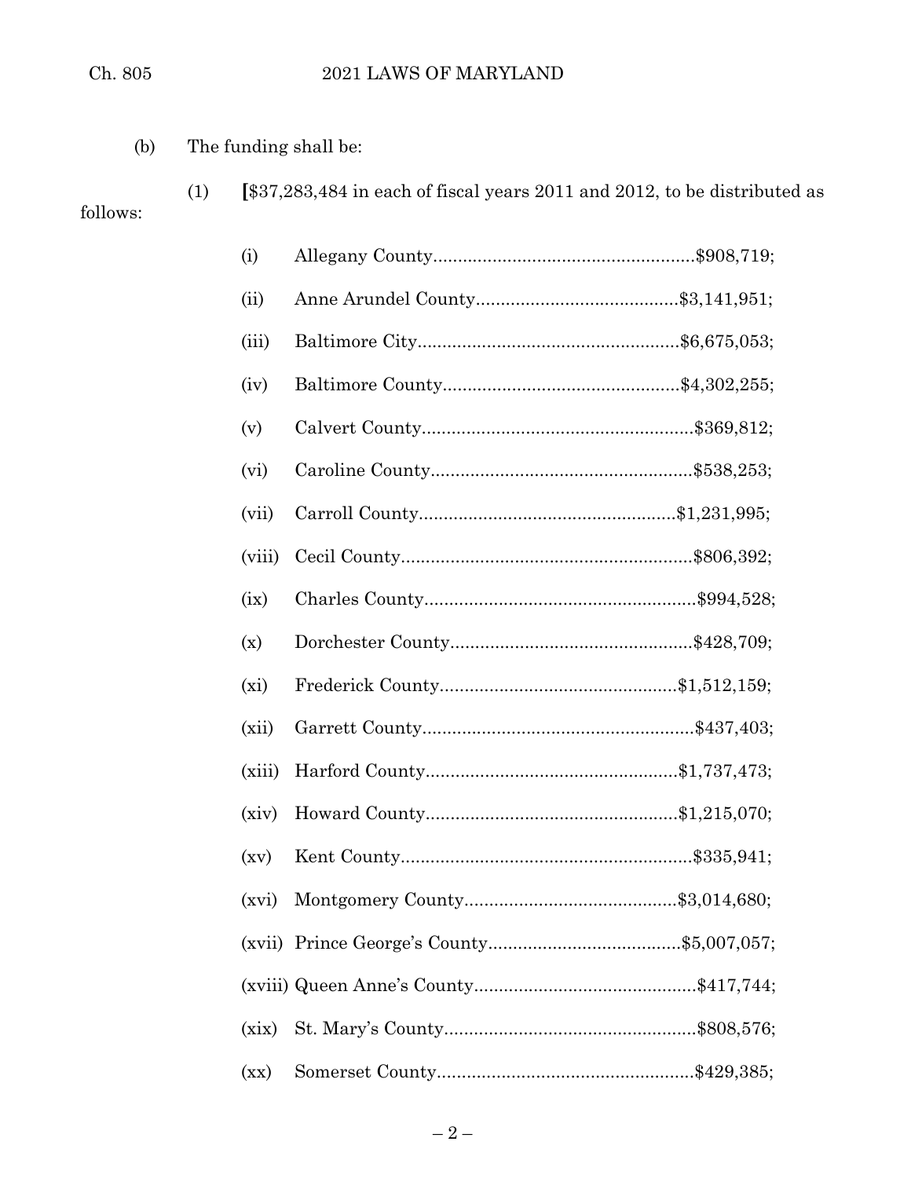(b) The funding shall be:

(1) [$37,283,484 in each of fiscal years 2011 and 2012, to be distributed as follows:

(i) Allegany County....................................................$908,719;

(ii) Anne Arundel County........................................$3,141,951;

(iii) Baltimore City....................................................$6,675,053;

(iv) Baltimore County...............................................$4,302,255;

(v) Calvert County......................................................$369,812;

(vi) Caroline County....................................................$538,253;

(vii) Carroll County...................................................$1,231,995;

(viii) Cecil County..........................................................$806,392;

(ix) Charles County......................................................$994,528;

(x) Dorchester County................................................$428,709;

(xi) Frederick County...............................................$1,512,159;

(xii) Garrett County......................................................$437,403;

(xiii) Harford County..................................................$1,737,473;

(xiv) Howard County..................................................$1,215,070;

(xv) Kent County..........................................................$335,941;

(xvi) Montgomery County..........................................$3,014,680;

(xvii) Prince George's County......................................$5,007,057;

(xviii) Queen Anne's County............................................$417,744;

(xix) St. Mary's County..................................................$808,576;

(xx) Somerset County...................................................$429,385;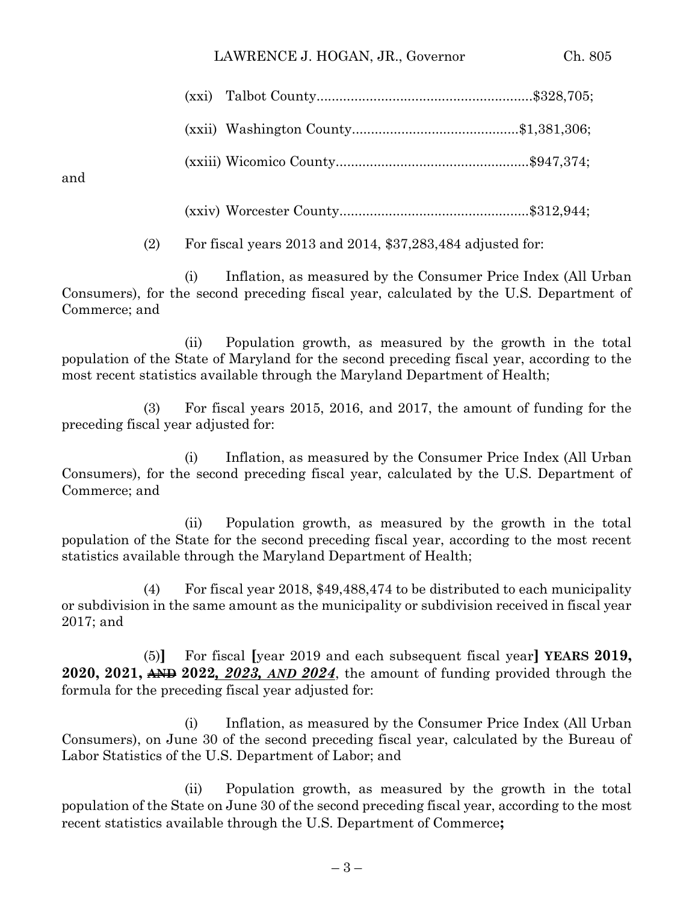(xxi) Talbot County.........................................................$328,705;

(xxii) Washington County............................................$1,381,306;

(xxiii) Wicomico County...................................................$947,374;

and

(xxiv) Worcester County..................................................$312,944;

(2) For fiscal years 2013 and 2014, $37,283,484 adjusted for:

(i) Inflation, as measured by the Consumer Price Index (All Urban Consumers), for the second preceding fiscal year, calculated by the U.S. Department of Commerce; and

(ii) Population growth, as measured by the growth in the total population of the State of Maryland for the second preceding fiscal year, according to the most recent statistics available through the Maryland Department of Health;

(3) For fiscal years 2015, 2016, and 2017, the amount of funding for the preceding fiscal year adjusted for:

(i) Inflation, as measured by the Consumer Price Index (All Urban Consumers), for the second preceding fiscal year, calculated by the U.S. Department of Commerce; and

(ii) Population growth, as measured by the growth in the total population of the State for the second preceding fiscal year, according to the most recent statistics available through the Maryland Department of Health;

(4) For fiscal year 2018, $49,488,474 to be distributed to each municipality or subdivision in the same amount as the municipality or subdivision received in fiscal year 2017; and

(5)**]** For fiscal **[**year 2019 and each subsequent fiscal year**]** **YEARS 2019, 2020, 2021,** ~~**AND**~~ **2022*, 2023, AND 2024***, the amount of funding provided through the formula for the preceding fiscal year adjusted for:

(i) Inflation, as measured by the Consumer Price Index (All Urban Consumers), on June 30 of the second preceding fiscal year, calculated by the Bureau of Labor Statistics of the U.S. Department of Labor; and

(ii) Population growth, as measured by the growth in the total population of the State on June 30 of the second preceding fiscal year, according to the most recent statistics available through the U.S. Department of Commerce**;**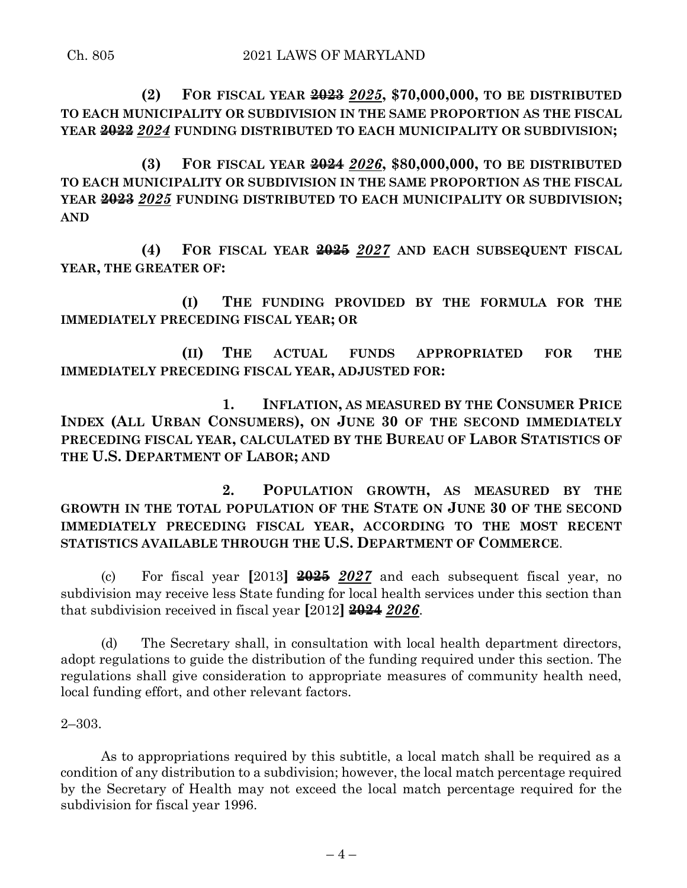**(2) FOR FISCAL YEAR ~~2023~~ *2025*, $70,000,000, TO BE DISTRIBUTED TO EACH MUNICIPALITY OR SUBDIVISION IN THE SAME PROPORTION AS THE FISCAL YEAR ~~2022~~ *2024* FUNDING DISTRIBUTED TO EACH MUNICIPALITY OR SUBDIVISION;**

**(3) FOR FISCAL YEAR ~~2024~~ *2026*, $80,000,000, TO BE DISTRIBUTED TO EACH MUNICIPALITY OR SUBDIVISION IN THE SAME PROPORTION AS THE FISCAL YEAR ~~2023~~ *2025* FUNDING DISTRIBUTED TO EACH MUNICIPALITY OR SUBDIVISION; AND**

**(4) FOR FISCAL YEAR ~~2025~~ *2027* AND EACH SUBSEQUENT FISCAL YEAR, THE GREATER OF:**

**(I) THE FUNDING PROVIDED BY THE FORMULA FOR THE IMMEDIATELY PRECEDING FISCAL YEAR; OR**

**(II) THE ACTUAL FUNDS APPROPRIATED FOR THE IMMEDIATELY PRECEDING FISCAL YEAR, ADJUSTED FOR:**

**1. INFLATION, AS MEASURED BY THE CONSUMER PRICE INDEX (ALL URBAN CONSUMERS), ON JUNE 30 OF THE SECOND IMMEDIATELY PRECEDING FISCAL YEAR, CALCULATED BY THE BUREAU OF LABOR STATISTICS OF THE U.S. DEPARTMENT OF LABOR; AND**

**2. POPULATION GROWTH, AS MEASURED BY THE GROWTH IN THE TOTAL POPULATION OF THE STATE ON JUNE 30 OF THE SECOND IMMEDIATELY PRECEDING FISCAL YEAR, ACCORDING TO THE MOST RECENT STATISTICS AVAILABLE THROUGH THE U.S. DEPARTMENT OF COMMERCE**.

(c) For fiscal year **[**2013**]** **~~2025~~** ***2027*** and each subsequent fiscal year, no subdivision may receive less State funding for local health services under this section than that subdivision received in fiscal year **[**2012**]** **~~2024~~** ***2026***.

(d) The Secretary shall, in consultation with local health department directors, adopt regulations to guide the distribution of the funding required under this section. The regulations shall give consideration to appropriate measures of community health need, local funding effort, and other relevant factors.

2–303.

As to appropriations required by this subtitle, a local match shall be required as a condition of any distribution to a subdivision; however, the local match percentage required by the Secretary of Health may not exceed the local match percentage required for the subdivision for fiscal year 1996.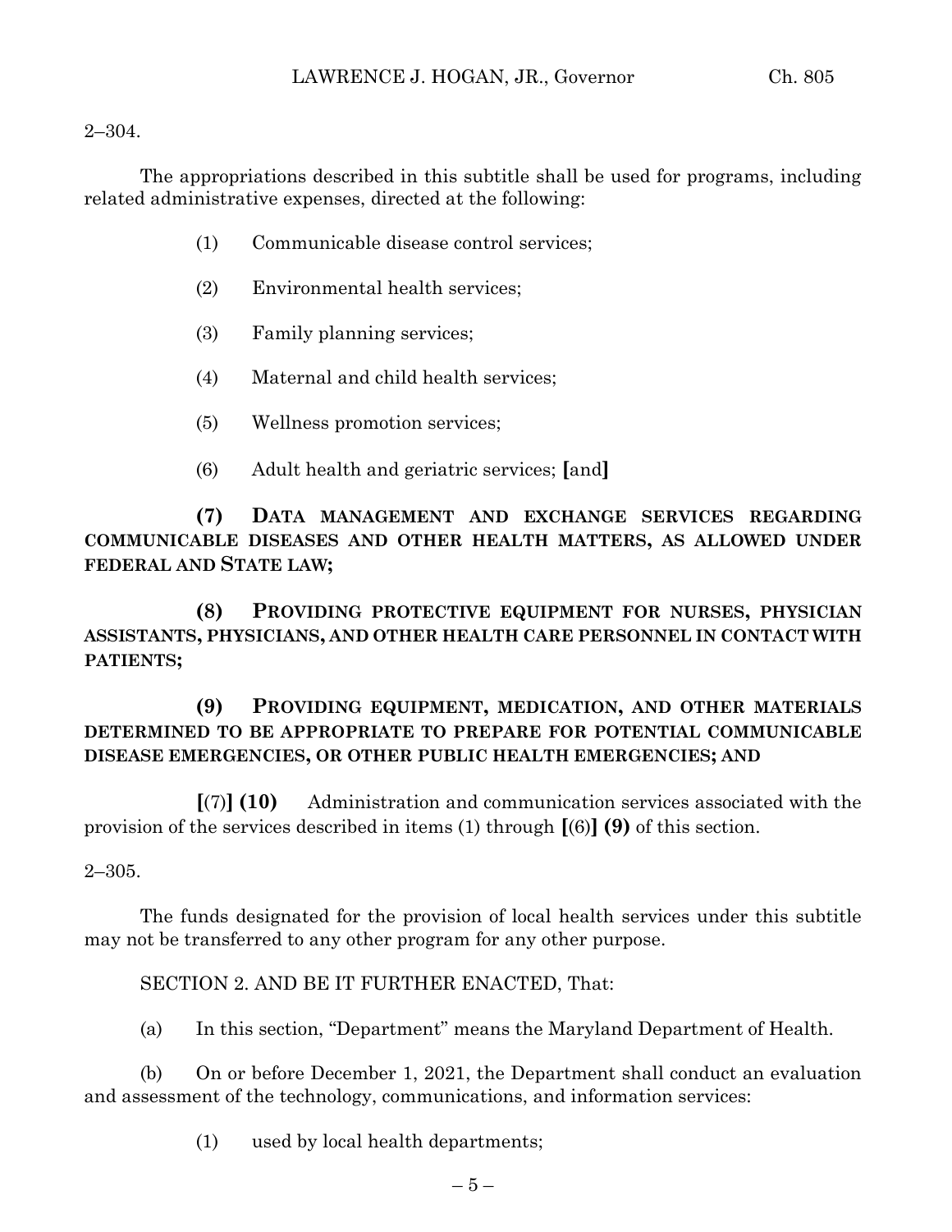2–304.

The appropriations described in this subtitle shall be used for programs, including related administrative expenses, directed at the following:

(1) Communicable disease control services;

(2) Environmental health services;

(3) Family planning services;

(4) Maternal and child health services;

(5) Wellness promotion services;

(6) Adult health and geriatric services; **[**and**]**

**(7) DATA MANAGEMENT AND EXCHANGE SERVICES REGARDING COMMUNICABLE DISEASES AND OTHER HEALTH MATTERS, AS ALLOWED UNDER FEDERAL AND STATE LAW;**

**(8) PROVIDING PROTECTIVE EQUIPMENT FOR NURSES, PHYSICIAN ASSISTANTS, PHYSICIANS, AND OTHER HEALTH CARE PERSONNEL IN CONTACT WITH PATIENTS;**

**(9) PROVIDING EQUIPMENT, MEDICATION, AND OTHER MATERIALS DETERMINED TO BE APPROPRIATE TO PREPARE FOR POTENTIAL COMMUNICABLE DISEASE EMERGENCIES, OR OTHER PUBLIC HEALTH EMERGENCIES; AND**

**[**(7)**] (10)** Administration and communication services associated with the provision of the services described in items (1) through **[**(6)**] (9)** of this section.

2–305.

The funds designated for the provision of local health services under this subtitle may not be transferred to any other program for any other purpose.

SECTION 2. AND BE IT FURTHER ENACTED, That:

(a) In this section, "Department" means the Maryland Department of Health.

(b) On or before December 1, 2021, the Department shall conduct an evaluation and assessment of the technology, communications, and information services:

(1) used by local health departments;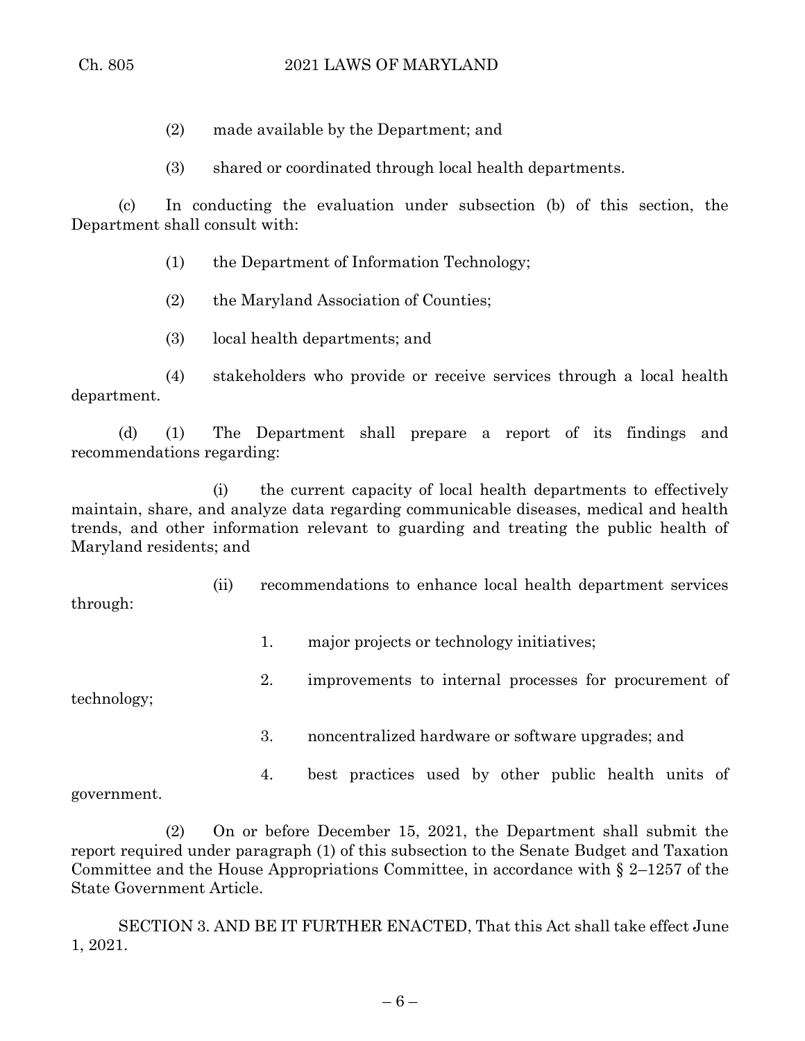(2) made available by the Department; and

(3) shared or coordinated through local health departments.

(c) In conducting the evaluation under subsection (b) of this section, the Department shall consult with:

(1) the Department of Information Technology;

(2) the Maryland Association of Counties;

(3) local health departments; and

(4) stakeholders who provide or receive services through a local health department.

(d) (1) The Department shall prepare a report of its findings and recommendations regarding:

(i) the current capacity of local health departments to effectively maintain, share, and analyze data regarding communicable diseases, medical and health trends, and other information relevant to guarding and treating the public health of Maryland residents; and

(ii) recommendations to enhance local health department services through:

1. major projects or technology initiatives;

2. improvements to internal processes for procurement of technology;

3. noncentralized hardware or software upgrades; and

4. best practices used by other public health units of government.

(2) On or before December 15, 2021, the Department shall submit the report required under paragraph (1) of this subsection to the Senate Budget and Taxation Committee and the House Appropriations Committee, in accordance with § 2–1257 of the State Government Article.

SECTION 3. AND BE IT FURTHER ENACTED, That this Act shall take effect June 1, 2021.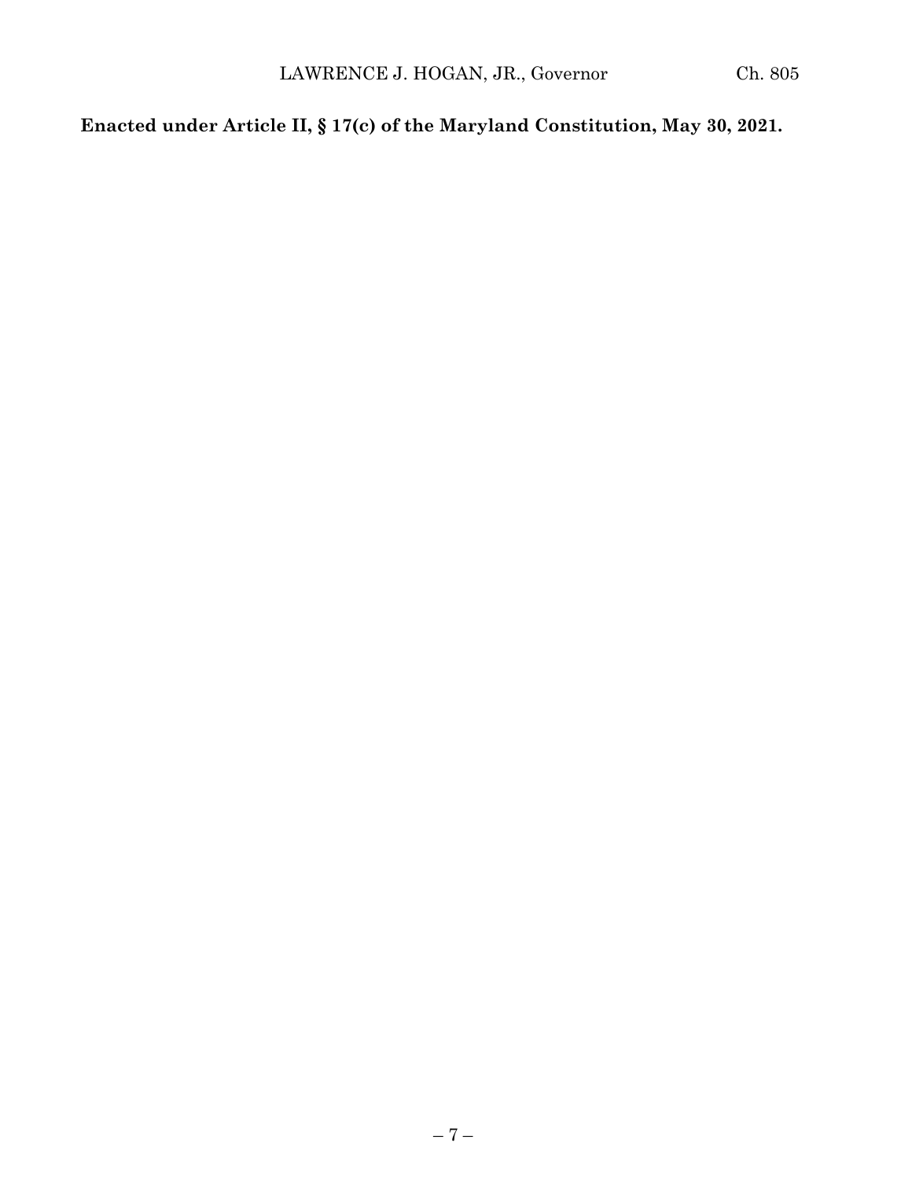**Enacted under Article II, § 17(c) of the Maryland Constitution, May 30, 2021.**